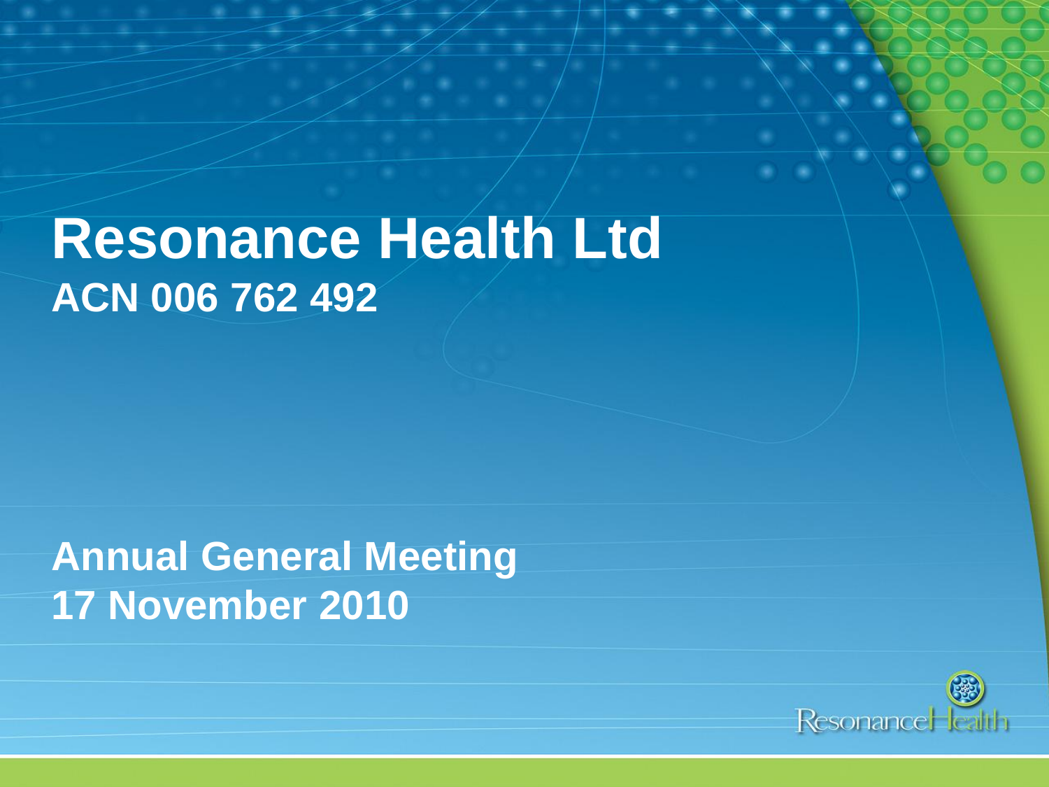# Resonance Health Ltd

## ACN 006 762 492

## Annual General Meeting
## 17 November 2010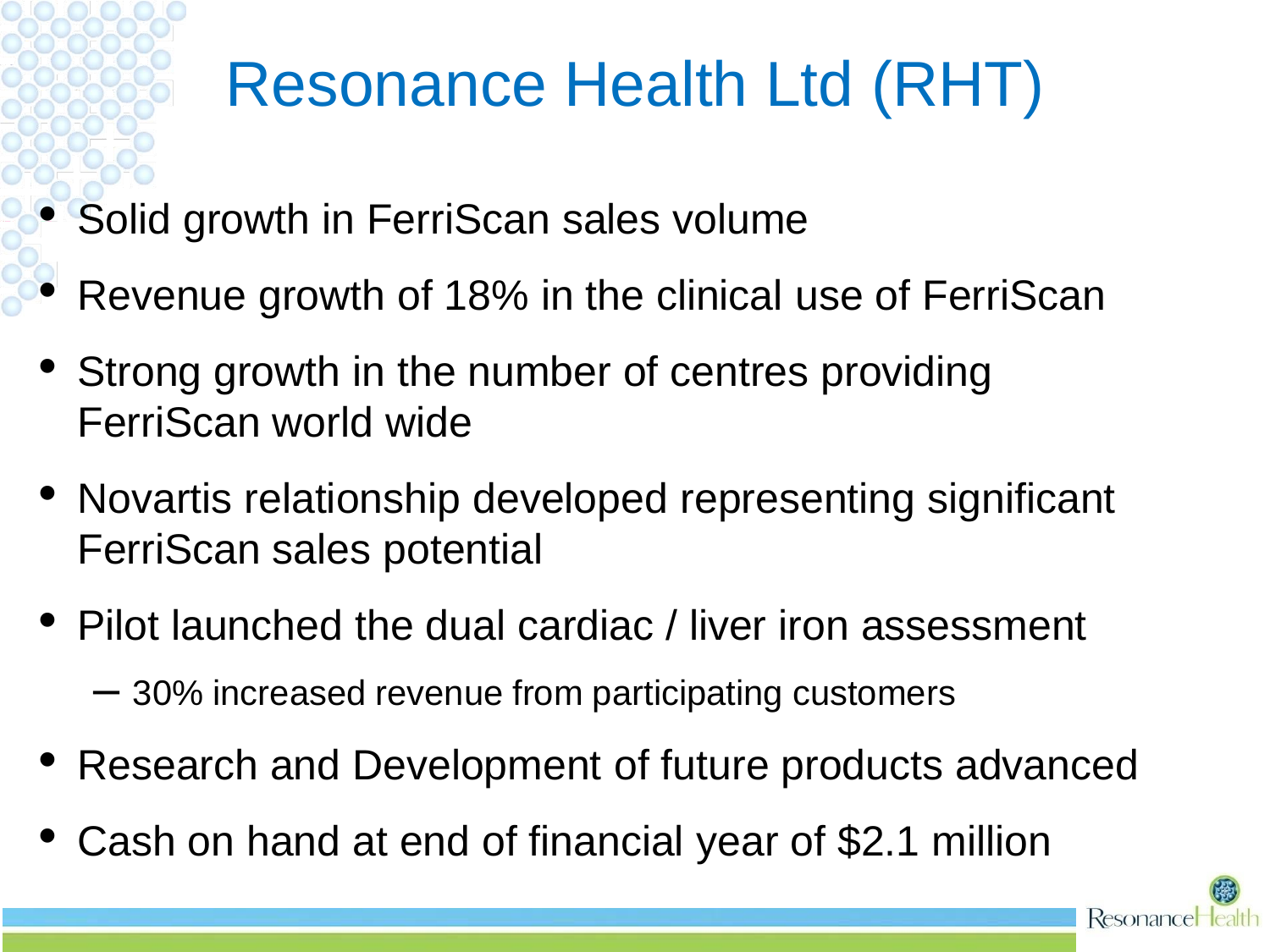# Resonance Health Ltd (RHT)

- Solid growth in FerriScan sales volume
- Revenue growth of 18% in the clinical use of FerriScan
- Strong growth in the number of centres providing FerriScan world wide
- Novartis relationship developed representing significant FerriScan sales potential
- Pilot launched the dual cardiac / liver iron assessment
  - 30% increased revenue from participating customers
- Research and Development of future products advanced
- Cash on hand at end of financial year of $2.1 million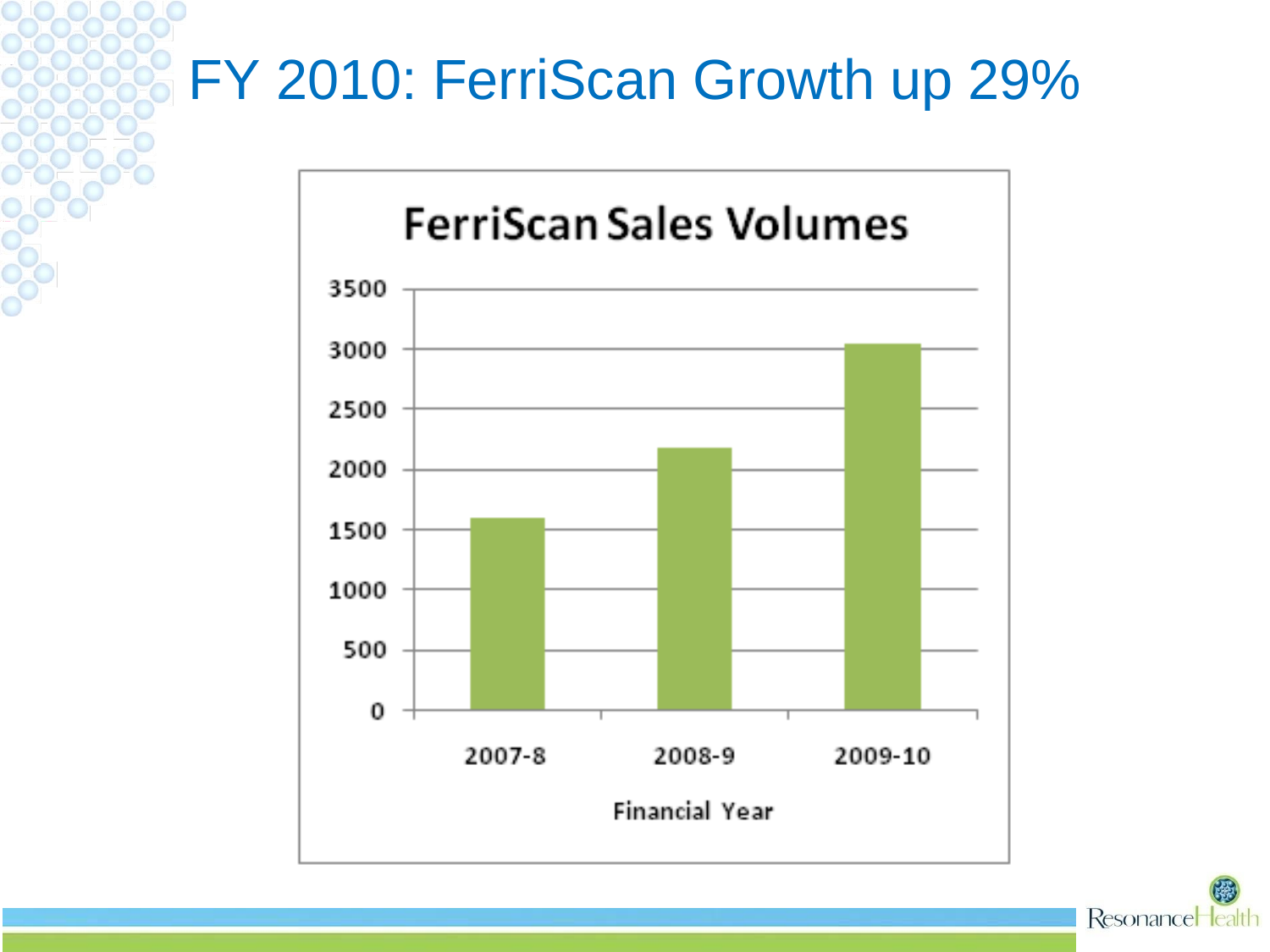# FY 2010: FerriScan Growth up 29%

**FerriScan Sales Volumes**

| Financial Year | Sales Volume (approx.) |
|---|---|
| 2007-8 | ~1600 |
| 2008-9 | ~2180 |
| 2009-10 | ~3040 |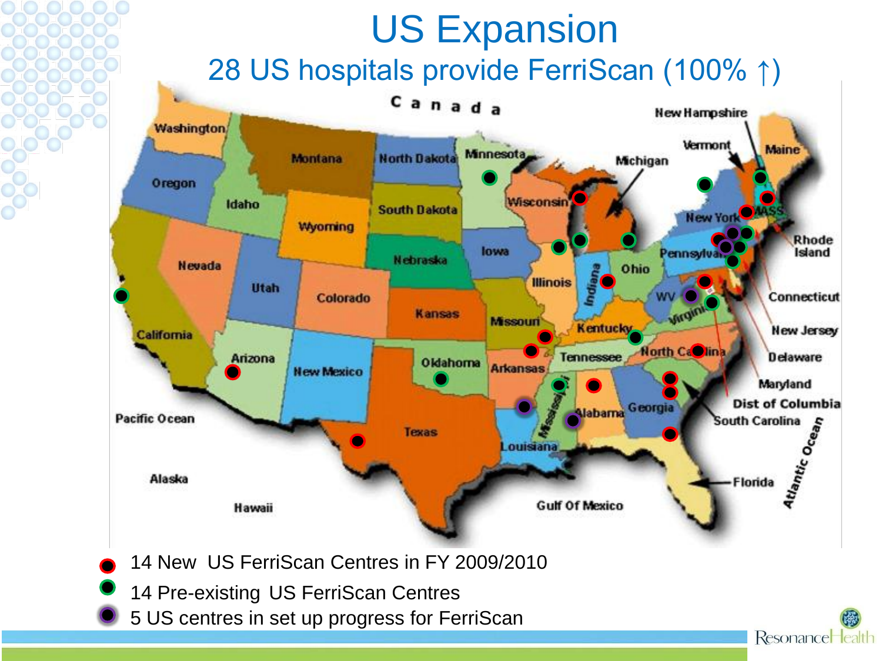# US Expansion

## 28 US hospitals provide FerriScan (100% ↑)

- 14 New US FerriScan Centres in FY 2009/2010
- 14 Pre-existing US FerriScan Centres
- 5 US centres in set up progress for FerriScan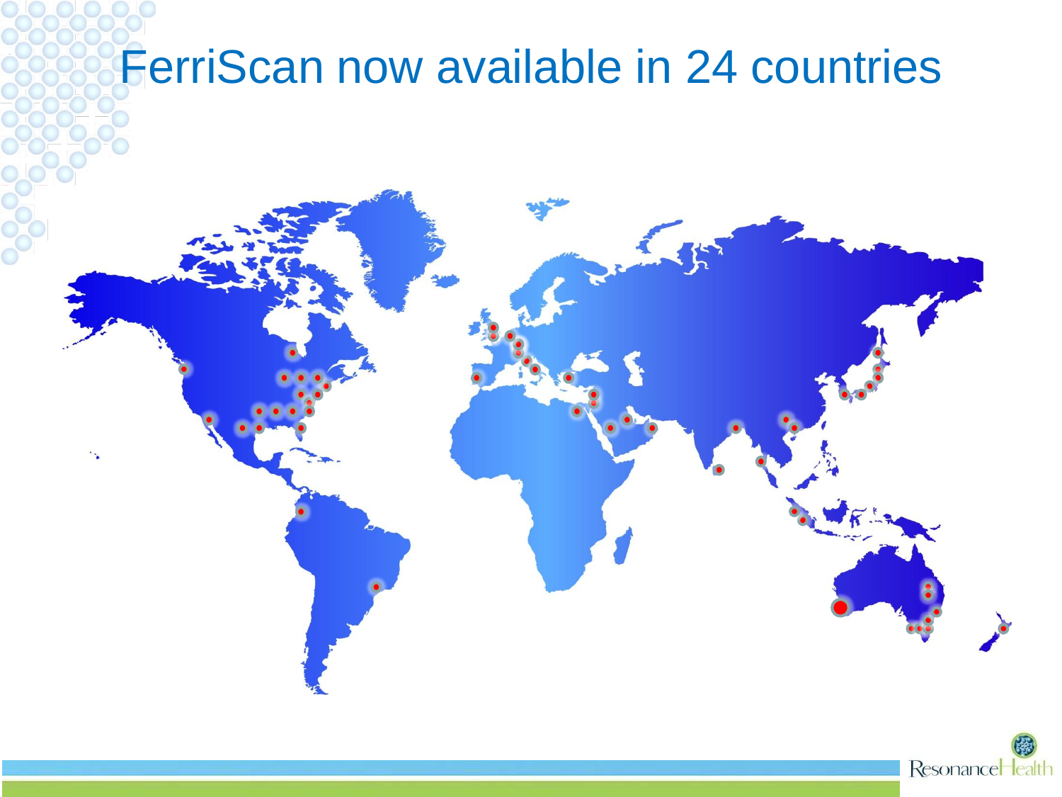# FerriScan now available in 24 countries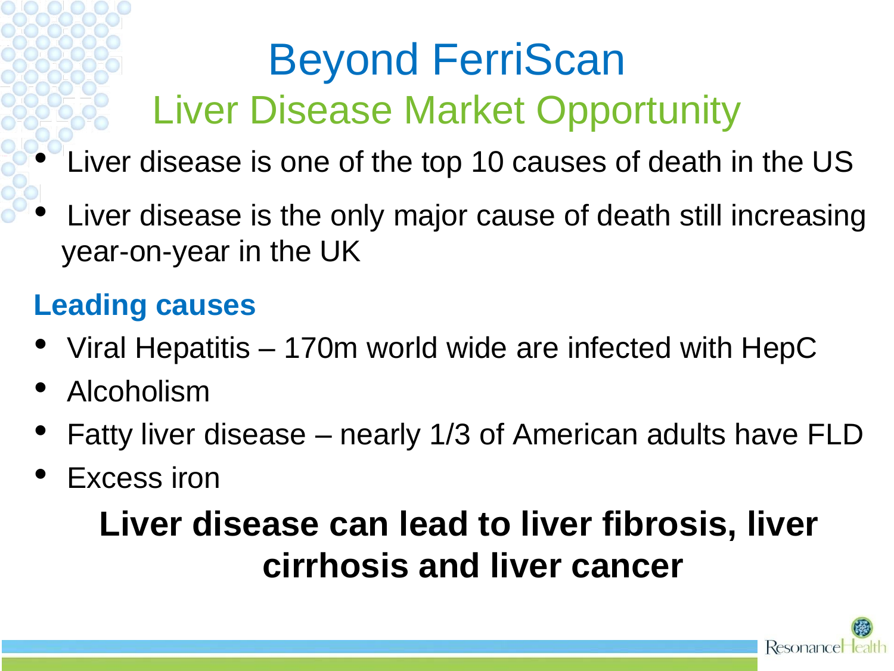# Beyond FerriScan

## Liver Disease Market Opportunity

- Liver disease is one of the top 10 causes of death in the US
- Liver disease is the only major cause of death still increasing year-on-year in the UK

### Leading causes

- Viral Hepatitis – 170m world wide are infected with HepC
- Alcoholism
- Fatty liver disease – nearly 1/3 of American adults have FLD
- Excess iron

**Liver disease can lead to liver fibrosis, liver cirrhosis and liver cancer**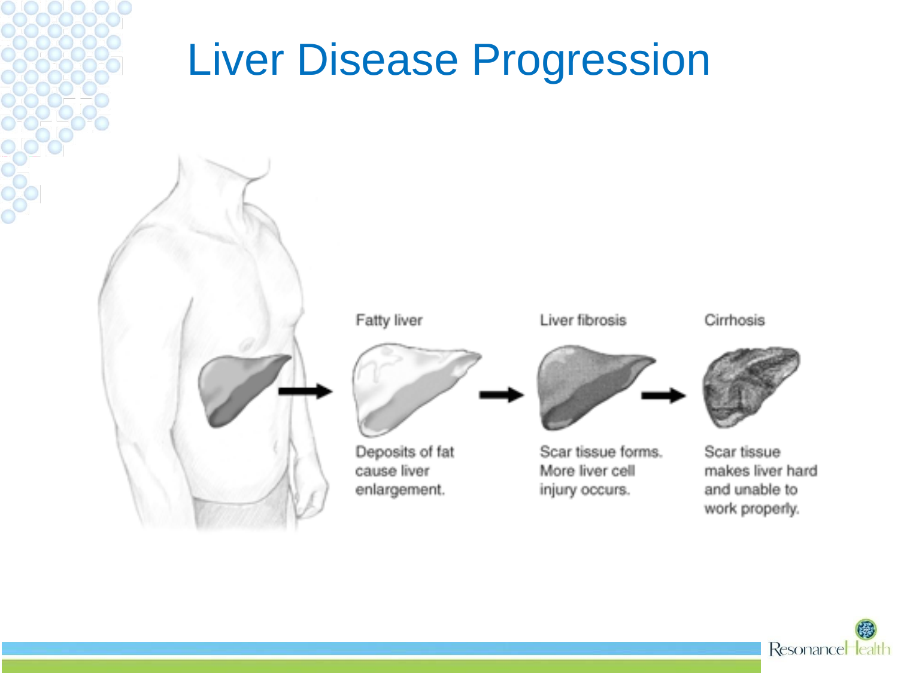# Liver Disease Progression

Fatty liver

Deposits of fat cause liver enlargement.

Liver fibrosis

Scar tissue forms. More liver cell injury occurs.

Cirrhosis

Scar tissue makes liver hard and unable to work properly.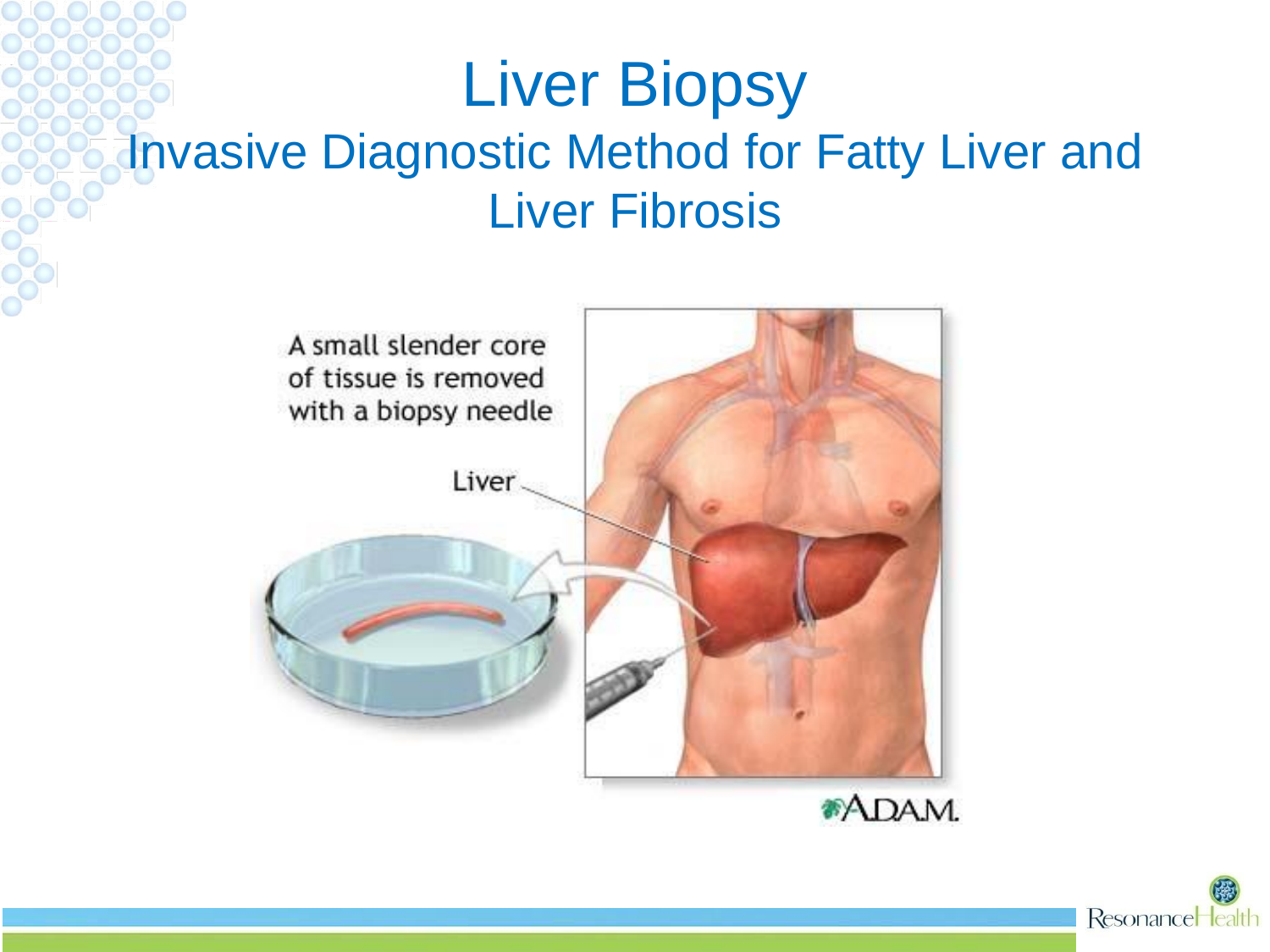# Liver Biopsy

## Invasive Diagnostic Method for Fatty Liver and Liver Fibrosis

A small slender core of tissue is removed with a biopsy needle

Liver

ADAM.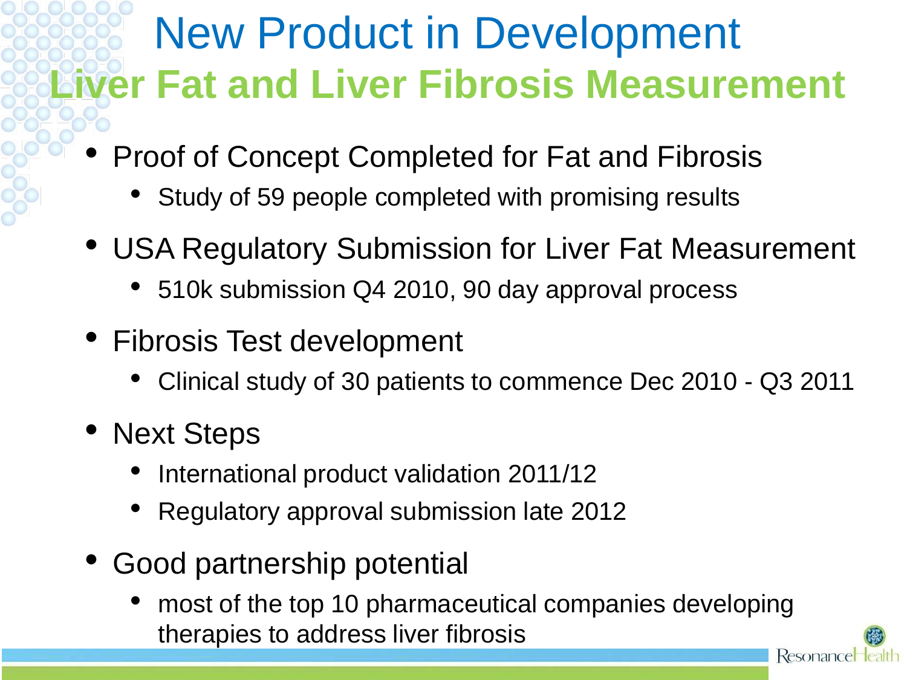# New Product in Development

## Liver Fat and Liver Fibrosis Measurement

- Proof of Concept Completed for Fat and Fibrosis
  - Study of 59 people completed with promising results
- USA Regulatory Submission for Liver Fat Measurement
  - 510k submission Q4 2010, 90 day approval process
- Fibrosis Test development
  - Clinical study of 30 patients to commence Dec 2010 - Q3 2011
- Next Steps
  - International product validation 2011/12
  - Regulatory approval submission late 2012
- Good partnership potential
  - most of the top 10 pharmaceutical companies developing therapies to address liver fibrosis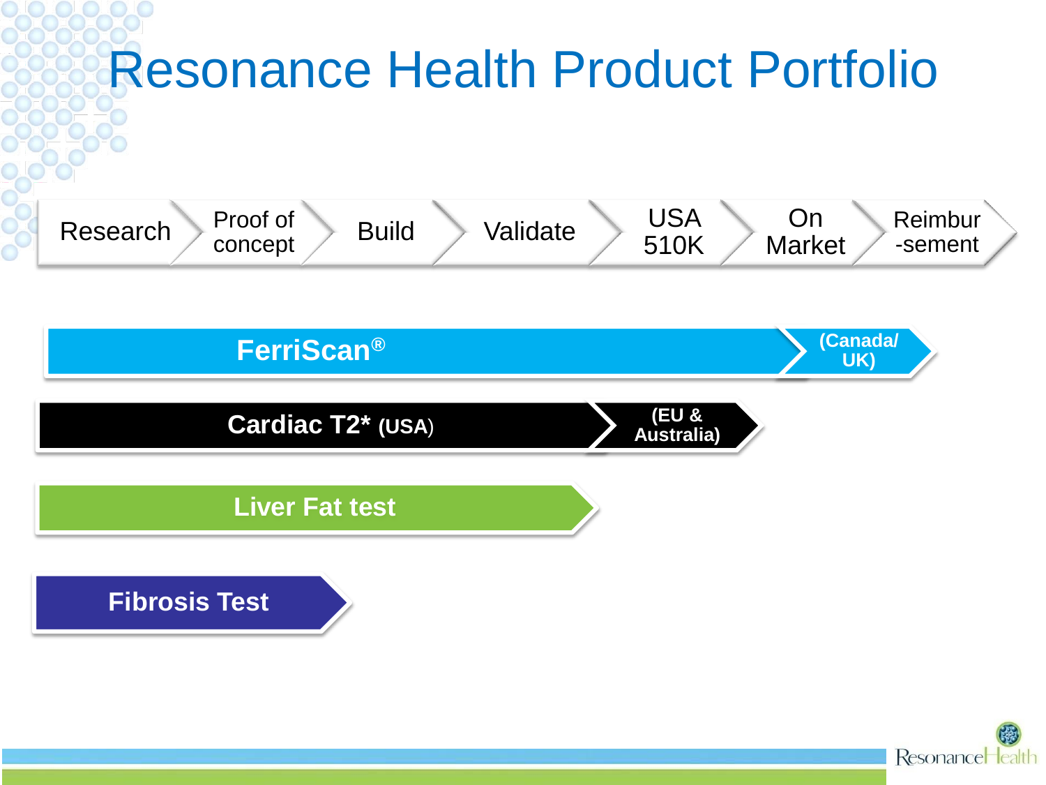# Resonance Health Product Portfolio

| Research | Proof of concept | Build | Validate | USA 510K | On Market | Reimbur-sement |
|---|---|---|---|---|---|---|

- **FerriScan®** — (Canada/ UK)
- **Cardiac T2\* (USA)** — (EU & Australia)
- **Liver Fat test**
- **Fibrosis Test**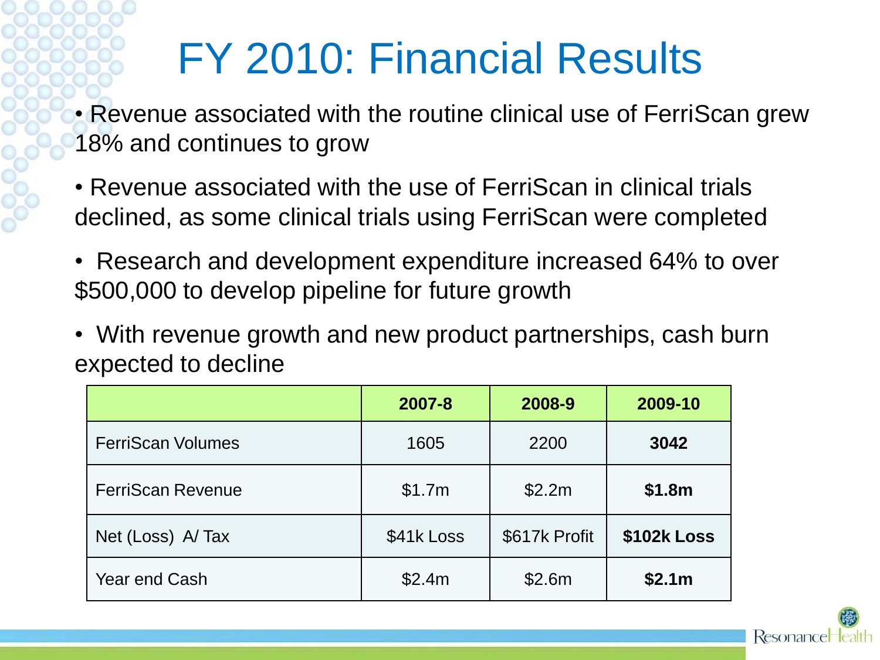# FY 2010: Financial Results

- Revenue associated with the routine clinical use of FerriScan grew 18% and continues to grow
- Revenue associated with the use of FerriScan in clinical trials declined, as some clinical trials using FerriScan were completed
- Research and development expenditure increased 64% to over $500,000 to develop pipeline for future growth
- With revenue growth and new product partnerships, cash burn expected to decline

| | 2007-8 | 2008-9 | 2009-10 |
|---|---|---|---|
| FerriScan Volumes | 1605 | 2200 | **3042** |
| FerriScan Revenue | $1.7m | $2.2m | **$1.8m** |
| Net (Loss) A/ Tax | $41k Loss | $617k Profit | **$102k Loss** |
| Year end Cash | $2.4m | $2.6m | **$2.1m** |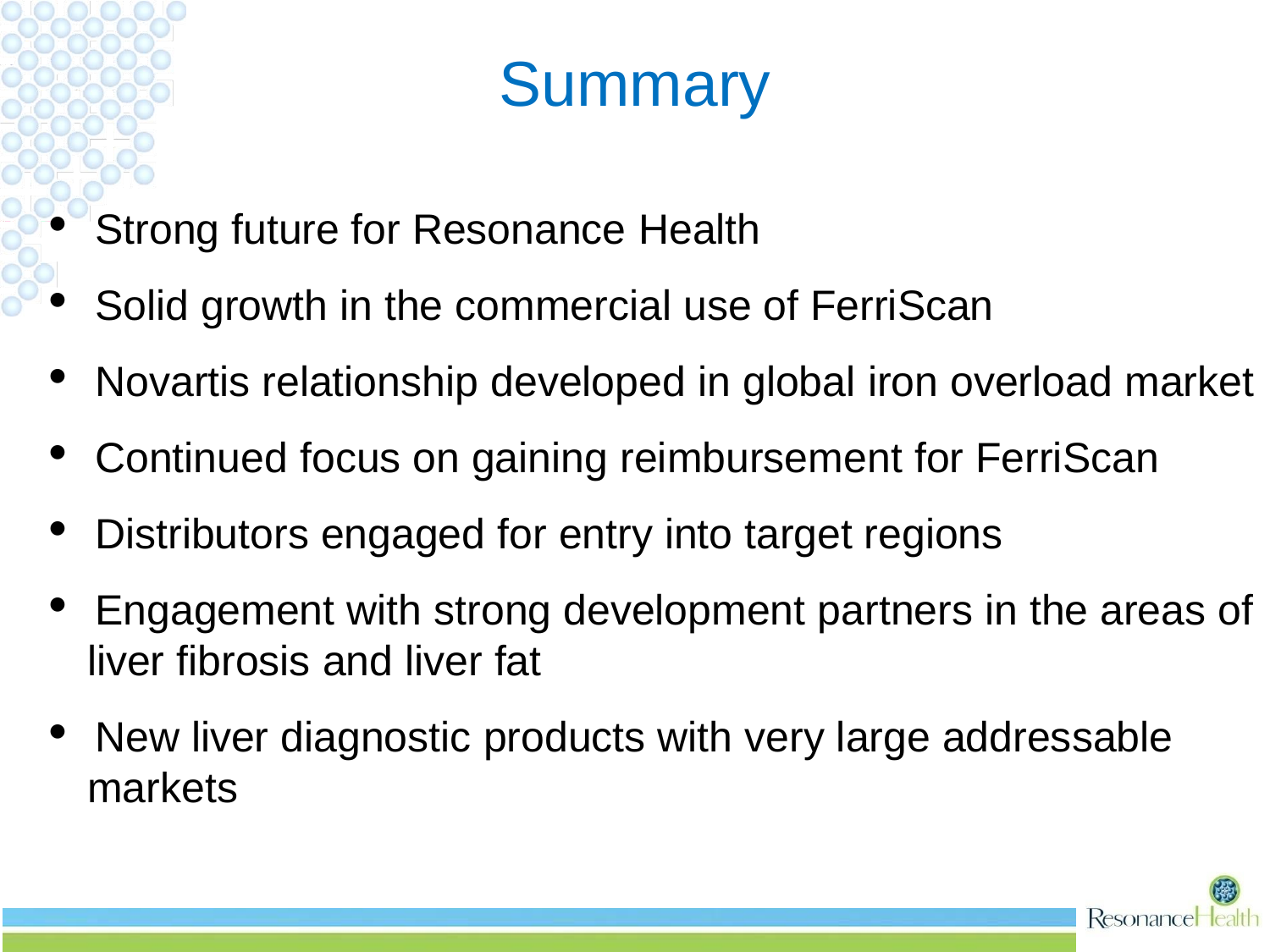# Summary

- Strong future for Resonance Health
- Solid growth in the commercial use of FerriScan
- Novartis relationship developed in global iron overload market
- Continued focus on gaining reimbursement for FerriScan
- Distributors engaged for entry into target regions
- Engagement with strong development partners in the areas of liver fibrosis and liver fat
- New liver diagnostic products with very large addressable markets